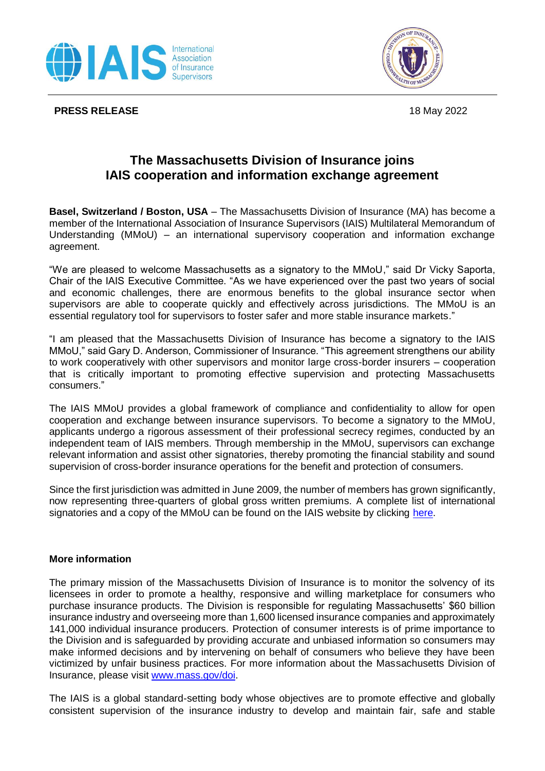**PRESS RELEASE**

18 May 2022

# The Massachusetts Division of Insurance joins IAIS cooperation and information exchange agreement

**Basel, Switzerland / Boston, USA** – The Massachusetts Division of Insurance (MA) has become a member of the International Association of Insurance Supervisors (IAIS) Multilateral Memorandum of Understanding (MMoU) – an international supervisory cooperation and information exchange agreement.

"We are pleased to welcome Massachusetts as a signatory to the MMoU," said Dr Vicky Saporta, Chair of the IAIS Executive Committee. "As we have experienced over the past two years of social and economic challenges, there are enormous benefits to the global insurance sector when supervisors are able to cooperate quickly and effectively across jurisdictions. The MMoU is an essential regulatory tool for supervisors to foster safer and more stable insurance markets."

"I am pleased that the Massachusetts Division of Insurance has become a signatory to the IAIS MMoU," said Gary D. Anderson, Commissioner of Insurance. "This agreement strengthens our ability to work cooperatively with other supervisors and monitor large cross-border insurers – cooperation that is critically important to promoting effective supervision and protecting Massachusetts consumers."

The IAIS MMoU provides a global framework of compliance and confidentiality to allow for open cooperation and exchange between insurance supervisors. To become a signatory to the MMoU, applicants undergo a rigorous assessment of their professional secrecy regimes, conducted by an independent team of IAIS members. Through membership in the MMoU, supervisors can exchange relevant information and assist other signatories, thereby promoting the financial stability and sound supervision of cross-border insurance operations for the benefit and protection of consumers.

Since the first jurisdiction was admitted in June 2009, the number of members has grown significantly, now representing three-quarters of global gross written premiums. A complete list of international signatories and a copy of the MMoU can be found on the IAIS website by clicking here.

### More information

The primary mission of the Massachusetts Division of Insurance is to monitor the solvency of its licensees in order to promote a healthy, responsive and willing marketplace for consumers who purchase insurance products. The Division is responsible for regulating Massachusetts' $60 billion insurance industry and overseeing more than 1,600 licensed insurance companies and approximately 141,000 individual insurance producers. Protection of consumer interests is of prime importance to the Division and is safeguarded by providing accurate and unbiased information so consumers may make informed decisions and by intervening on behalf of consumers who believe they have been victimized by unfair business practices. For more information about the Massachusetts Division of Insurance, please visit www.mass.gov/doi.

The IAIS is a global standard-setting body whose objectives are to promote effective and globally consistent supervision of the insurance industry to develop and maintain fair, safe and stable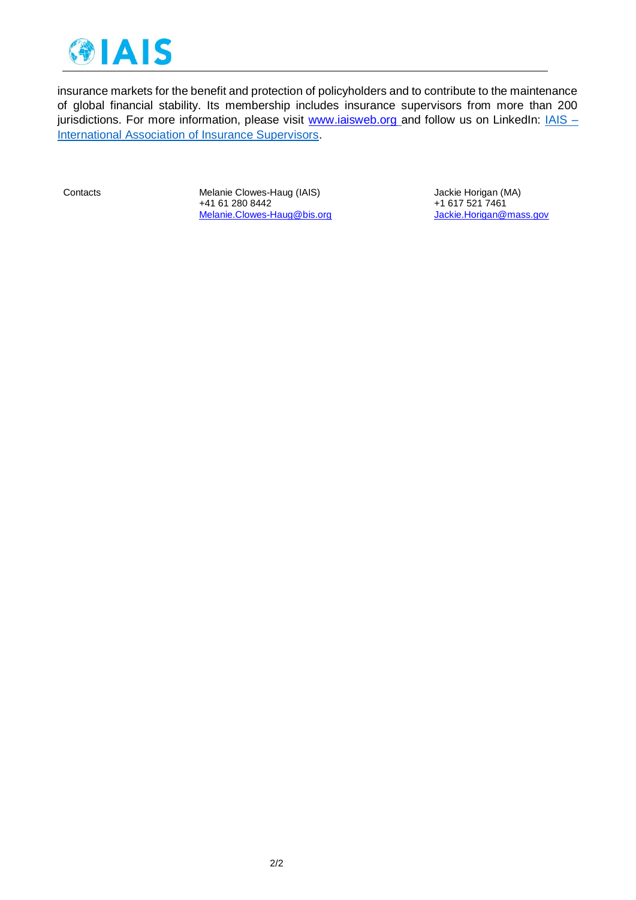insurance markets for the benefit and protection of policyholders and to contribute to the maintenance of global financial stability. Its membership includes insurance supervisors from more than 200 jurisdictions. For more information, please visit www.iaisweb.org and follow us on LinkedIn: IAIS – International Association of Insurance Supervisors.

| | | |
|---|---|---|
| Contacts | Melanie Clowes-Haug (IAIS)<br>+41 61 280 8442<br>Melanie.Clowes-Haug@bis.org | Jackie Horigan (MA)<br>+1 617 521 7461<br>Jackie.Horigan@mass.gov |